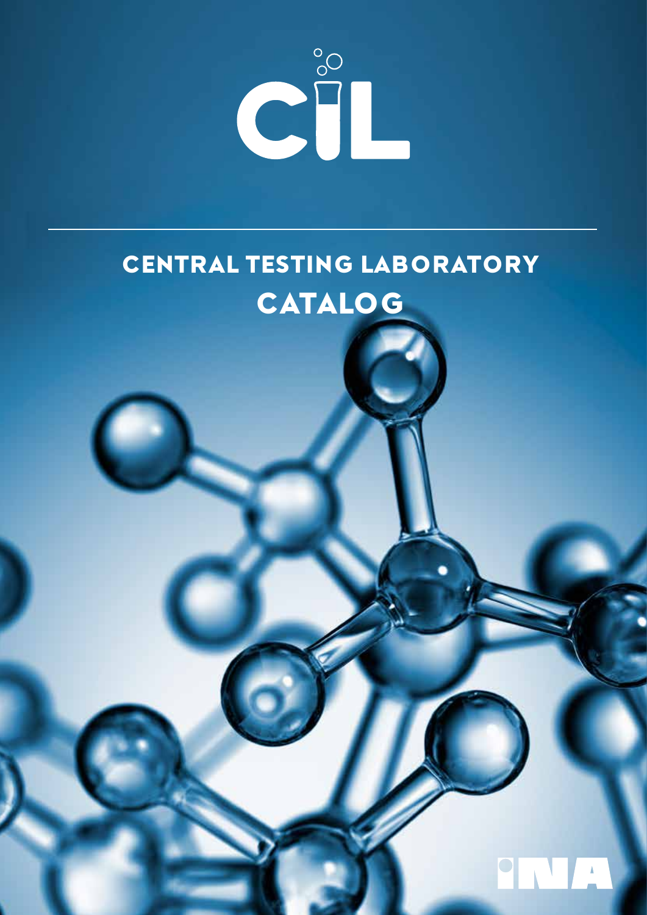# CIL

# CENTRAL TESTING LABORATORY CATALOG

INA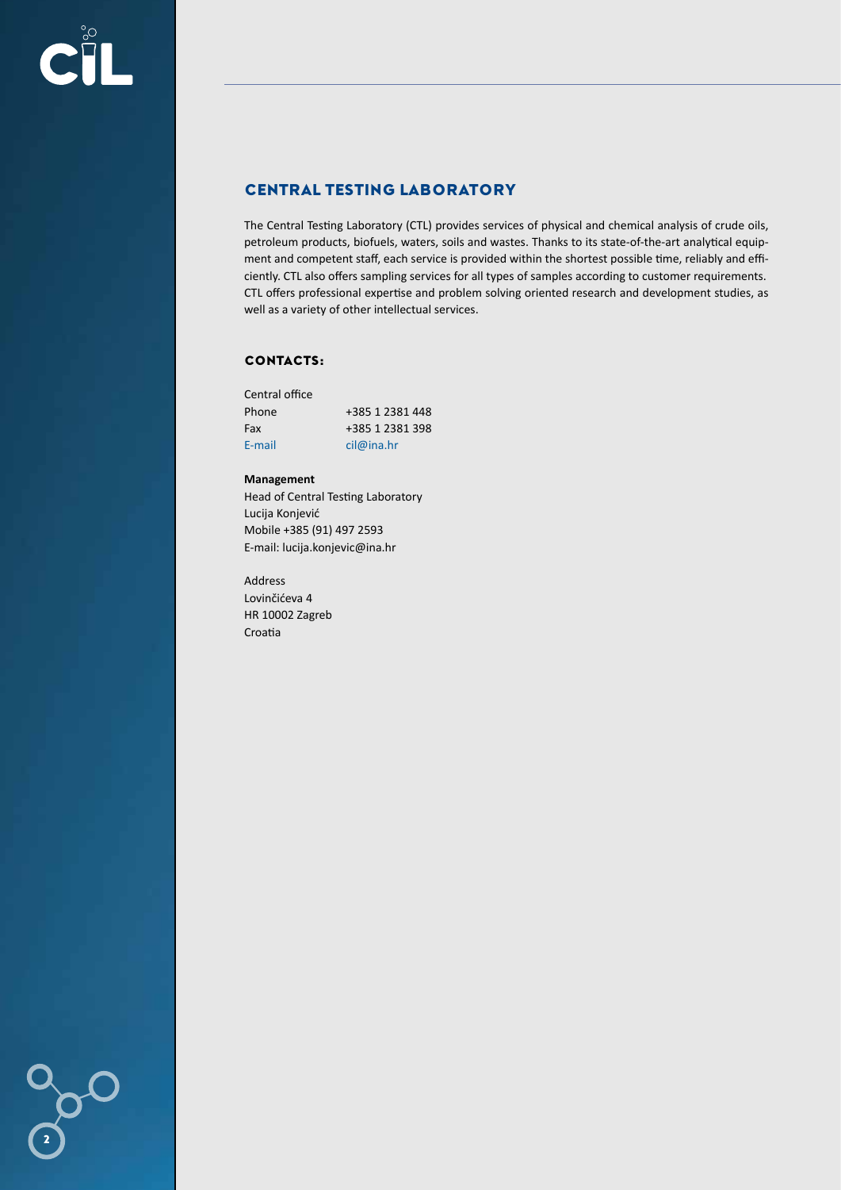## CENTRAL TESTING LABORATORY

The Central Testing Laboratory (CTL) provides services of physical and chemical analysis of crude oils, petroleum products, biofuels, waters, soils and wastes. Thanks to its state-of-the-art analytical equipment and competent staff, each service is provided within the shortest possible time, reliably and efficiently. CTL also offers sampling services for all types of samples according to customer requirements. CTL offers professional expertise and problem solving oriented research and development studies, as well as a variety of other intellectual services.

### CONTACTS:

Central office

| | |
|---|---|
| Phone | +385 1 2381 448 |
| Fax | +385 1 2381 398 |
| E-mail | cil@ina.hr |

**Management**
Head of Central Testing Laboratory
Lucija Konjević
Mobile +385 (91) 497 2593
E-mail: lucija.konjevic@ina.hr

Address
Lovinčićeva 4
HR 10002 Zagreb
Croatia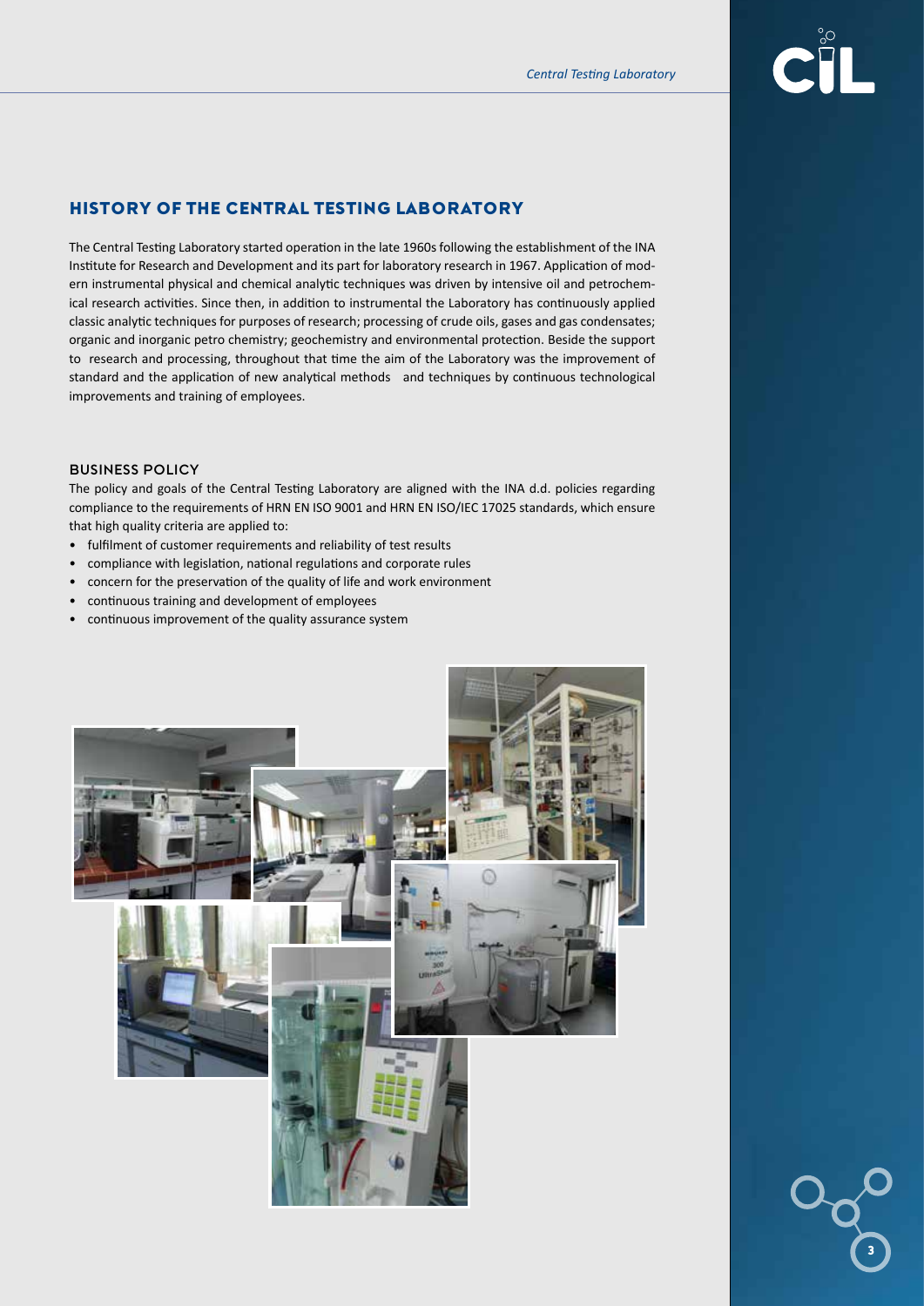## HISTORY OF THE CENTRAL TESTING LABORATORY

The Central Testing Laboratory started operation in the late 1960s following the establishment of the INA Institute for Research and Development and its part for laboratory research in 1967. Application of modern instrumental physical and chemical analytic techniques was driven by intensive oil and petrochemical research activities. Since then, in addition to instrumental the Laboratory has continuously applied classic analytic techniques for purposes of research; processing of crude oils, gases and gas condensates; organic and inorganic petro chemistry; geochemistry and environmental protection. Beside the support to research and processing, throughout that time the aim of the Laboratory was the improvement of standard and the application of new analytical methods and techniques by continuous technological improvements and training of employees.

### BUSINESS POLICY

The policy and goals of the Central Testing Laboratory are aligned with the INA d.d. policies regarding compliance to the requirements of HRN EN ISO 9001 and HRN EN ISO/IEC 17025 standards, which ensure that high quality criteria are applied to:

- fulfilment of customer requirements and reliability of test results
- compliance with legislation, national regulations and corporate rules
- concern for the preservation of the quality of life and work environment
- continuous training and development of employees
- continuous improvement of the quality assurance system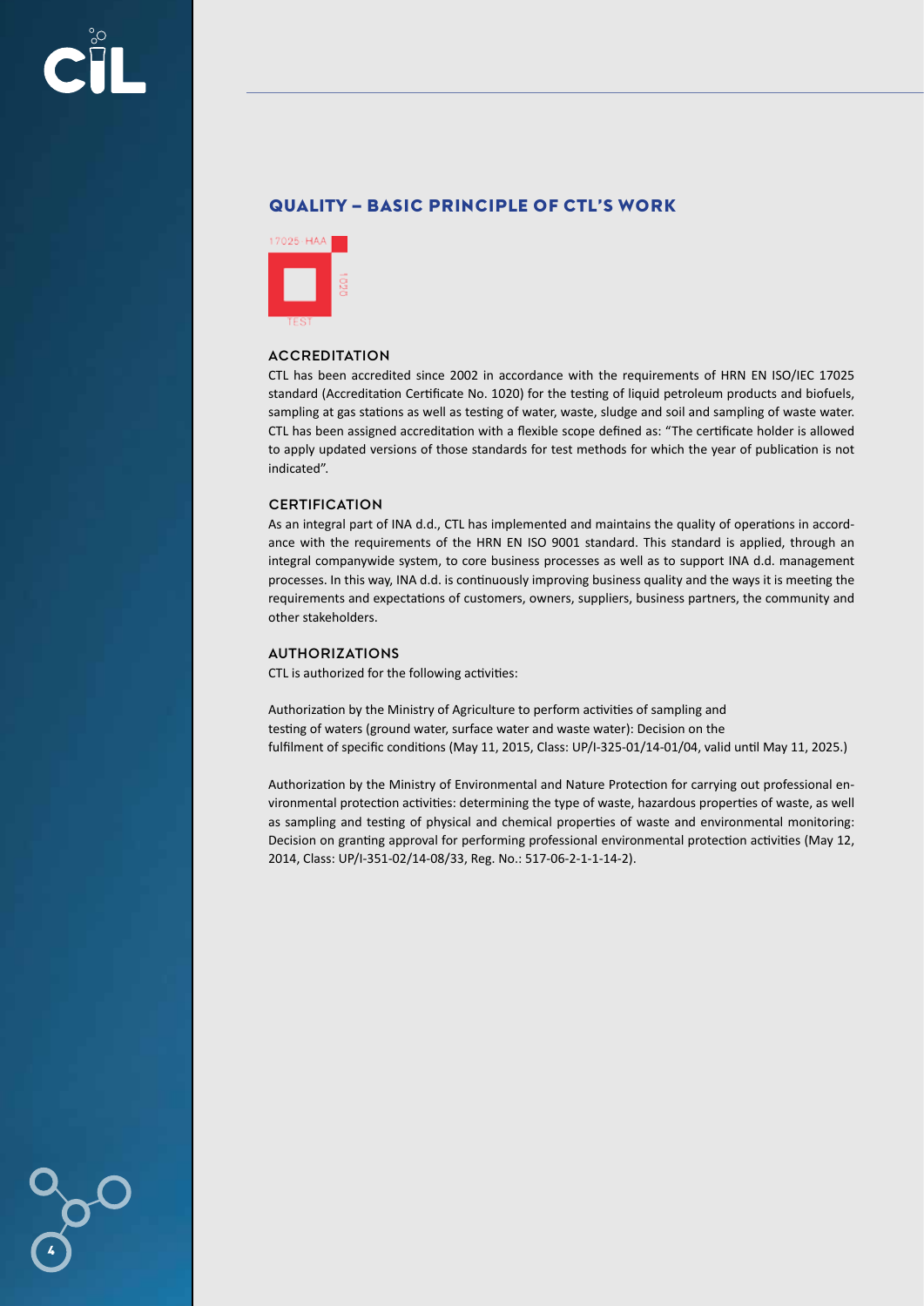## QUALITY – BASIC PRINCIPLE OF CTL'S WORK

### ACCREDITATION

CTL has been accredited since 2002 in accordance with the requirements of HRN EN ISO/IEC 17025 standard (Accreditation Certificate No. 1020) for the testing of liquid petroleum products and biofuels, sampling at gas stations as well as testing of water, waste, sludge and soil and sampling of waste water. CTL has been assigned accreditation with a flexible scope defined as: "The certificate holder is allowed to apply updated versions of those standards for test methods for which the year of publication is not indicated".

### CERTIFICATION

As an integral part of INA d.d., CTL has implemented and maintains the quality of operations in accordance with the requirements of the HRN EN ISO 9001 standard. This standard is applied, through an integral companywide system, to core business processes as well as to support INA d.d. management processes. In this way, INA d.d. is continuously improving business quality and the ways it is meeting the requirements and expectations of customers, owners, suppliers, business partners, the community and other stakeholders.

### AUTHORIZATIONS

CTL is authorized for the following activities:

Authorization by the Ministry of Agriculture to perform activities of sampling and testing of waters (ground water, surface water and waste water): Decision on the fulfilment of specific conditions (May 11, 2015, Class: UP/I-325-01/14-01/04, valid until May 11, 2025.)

Authorization by the Ministry of Environmental and Nature Protection for carrying out professional environmental protection activities: determining the type of waste, hazardous properties of waste, as well as sampling and testing of physical and chemical properties of waste and environmental monitoring: Decision on granting approval for performing professional environmental protection activities (May 12, 2014, Class: UP/I-351-02/14-08/33, Reg. No.: 517-06-2-1-1-14-2).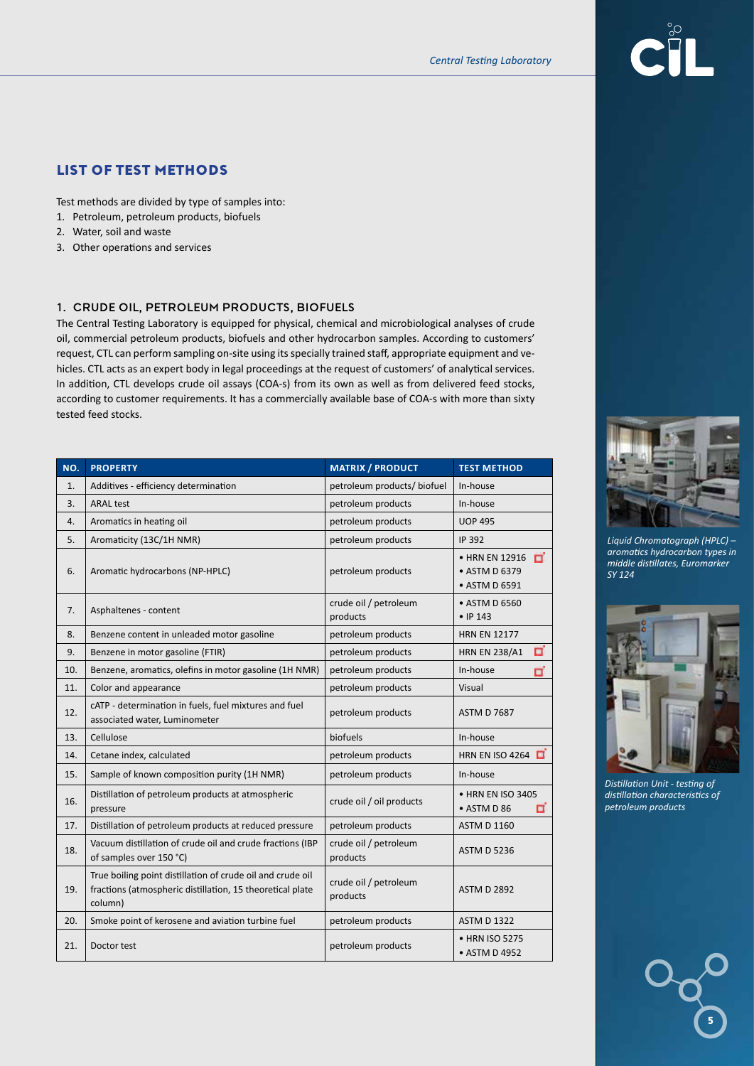## LIST OF TEST METHODS

Test methods are divided by type of samples into:

1. Petroleum, petroleum products, biofuels
2. Water, soil and waste
3. Other operations and services

### 1. CRUDE OIL, PETROLEUM PRODUCTS, BIOFUELS

The Central Testing Laboratory is equipped for physical, chemical and microbiological analyses of crude oil, commercial petroleum products, biofuels and other hydrocarbon samples. According to customers' request, CTL can perform sampling on-site using its specially trained staff, appropriate equipment and vehicles. CTL acts as an expert body in legal proceedings at the request of customers' of analytical services. In addition, CTL develops crude oil assays (COA-s) from its own as well as from delivered feed stocks, according to customer requirements. It has a commercially available base of COA-s with more than sixty tested feed stocks.

| NO. | PROPERTY | MATRIX / PRODUCT | TEST METHOD |
|---|---|---|---|
| 1. | Additives - efficiency determination | petroleum products/ biofuel | In-house |
| 3. | ARAL test | petroleum products | In-house |
| 4. | Aromatics in heating oil | petroleum products | UOP 495 |
| 5. | Aromaticity (13C/1H NMR) | petroleum products | IP 392 |
| 6. | Aromatic hydrocarbons (NP-HPLC) | petroleum products | • HRN EN 12916<br>• ASTM D 6379<br>• ASTM D 6591 |
| 7. | Asphaltenes - content | crude oil / petroleum products | • ASTM D 6560<br>• IP 143 |
| 8. | Benzene content in unleaded motor gasoline | petroleum products | HRN EN 12177 |
| 9. | Benzene in motor gasoline (FTIR) | petroleum products | HRN EN 238/A1 |
| 10. | Benzene, aromatics, olefins in motor gasoline (1H NMR) | petroleum products | In-house |
| 11. | Color and appearance | petroleum products | Visual |
| 12. | cATP - determination in fuels, fuel mixtures and fuel associated water, Luminometer | petroleum products | ASTM D 7687 |
| 13. | Cellulose | biofuels | In-house |
| 14. | Cetane index, calculated | petroleum products | HRN EN ISO 4264 |
| 15. | Sample of known composition purity (1H NMR) | petroleum products | In-house |
| 16. | Distillation of petroleum products at atmospheric pressure | crude oil / oil products | • HRN EN ISO 3405<br>• ASTM D 86 |
| 17. | Distillation of petroleum products at reduced pressure | petroleum products | ASTM D 1160 |
| 18. | Vacuum distillation of crude oil and crude fractions (IBP of samples over 150 °C) | crude oil / petroleum products | ASTM D 5236 |
| 19. | True boiling point distillation of crude oil and crude oil fractions (atmospheric distillation, 15 theoretical plate column) | crude oil / petroleum products | ASTM D 2892 |
| 20. | Smoke point of kerosene and aviation turbine fuel | petroleum products | ASTM D 1322 |
| 21. | Doctor test | petroleum products | • HRN ISO 5275<br>• ASTM D 4952 |

*Liquid Chromatograph (HPLC) – aromatics hydrocarbon types in middle distillates, Euromarker SY 124*

*Distillation Unit - testing of distillation characteristics of petroleum products*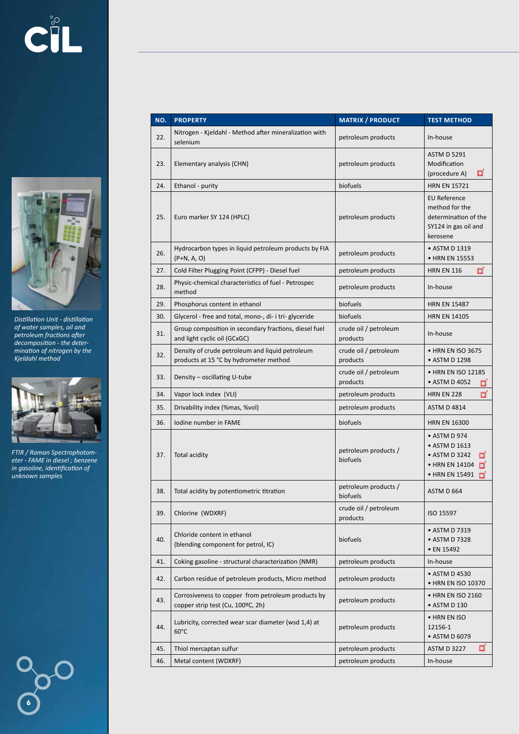| NO. | PROPERTY | MATRIX / PRODUCT | TEST METHOD |
|---|---|---|---|
| 22. | Nitrogen - Kjeldahl - Method after mineralization with selenium | petroleum products | In-house |
| 23. | Elementary analysis (CHN) | petroleum products | ASTM D 5291 Modification (procedure A) |
| 24. | Ethanol - purity | biofuels | HRN EN 15721 |
| 25. | Euro marker SY 124 (HPLC) | petroleum products | EU Reference method for the determination of the SY124 in gas oil and kerosene |
| 26. | Hydrocarbon types in liquid petroleum products by FIA (P+N, A, O) | petroleum products | • ASTM D 1319<br>• HRN EN 15553 |
| 27. | Cold Filter Plugging Point (CFPP) - Diesel fuel | petroleum products | HRN EN 116 |
| 28. | Physic-chemical characteristics of fuel - Petrospec method | petroleum products | In-house |
| 29. | Phosphorus content in ethanol | biofuels | HRN EN 15487 |
| 30. | Glycerol - free and total, mono-, di- i tri- glyceride | biofuels | HRN EN 14105 |
| 31. | Group composition in secondary fractions, diesel fuel and light cyclic oil (GCxGC) | crude oil / petroleum products | In-house |
| 32. | Density of crude petroleum and liquid petroleum products at 15 °C by hydrometer method | crude oil / petroleum products | • HRN EN ISO 3675<br>• ASTM D 1298 |
| 33. | Density – oscillating U-tube | crude oil / petroleum products | • HRN EN ISO 12185<br>• ASTM D 4052 |
| 34. | Vapor lock index (VLI) | petroleum products | HRN EN 228 |
| 35. | Drivability index (%mas, %vol) | petroleum products | ASTM D 4814 |
| 36. | Iodine number in FAME | biofuels | HRN EN 16300 |
| 37. | Total acidity | petroleum products / biofuels | • ASTM D 974<br>• ASTM D 1613<br>• ASTM D 3242<br>• HRN EN 14104<br>• HRN EN 15491 |
| 38. | Total acidity by potentiometric titration | petroleum products / biofuels | ASTM D 664 |
| 39. | Chlorine (WDXRF) | crude oil / petroleum products | ISO 15597 |
| 40. | Chloride content in ethanol (blending component for petrol, IC) | biofuels | • ASTM D 7319<br>• ASTM D 7328<br>• EN 15492 |
| 41. | Coking gasoline - structural characterization (NMR) | petroleum products | In-house |
| 42. | Carbon residue of petroleum products, Micro method | petroleum products | • ASTM D 4530<br>• HRN EN ISO 10370 |
| 43. | Corrosiveness to copper from petroleum products by copper strip test (Cu, 100ºC, 2h) | petroleum products | • HRN EN ISO 2160<br>• ASTM D 130 |
| 44. | Lubricity, corrected wear scar diameter (wsd 1,4) at 60°C | petroleum products | • HRN EN ISO 12156-1<br>• ASTM D 6079 |
| 45. | Thiol mercaptan sulfur | petroleum products | ASTM D 3227 |
| 46. | Metal content (WDXRF) | petroleum products | In-house |

*Distillation Unit - distillation of water samples, oil and petroleum fractions after decomposition - the determination of nitrogen by the Kjeldahl method*

*FTIR / Raman Spectrophotometer - FAME in diesel ; benzene in gasoline, identification of unknown samples*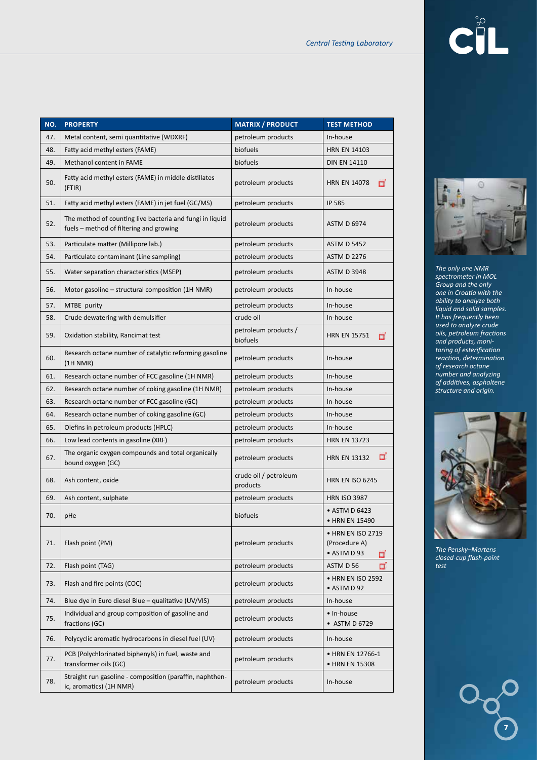| NO. | PROPERTY | MATRIX / PRODUCT | TEST METHOD |
|---|---|---|---|
| 47. | Metal content, semi quantitative (WDXRF) | petroleum products | In-house |
| 48. | Fatty acid methyl esters (FAME) | biofuels | HRN EN 14103 |
| 49. | Methanol content in FAME | biofuels | DIN EN 14110 |
| 50. | Fatty acid methyl esters (FAME) in middle distillates (FTIR) | petroleum products | HRN EN 14078 |
| 51. | Fatty acid methyl esters (FAME) in jet fuel (GC/MS) | petroleum products | IP 585 |
| 52. | The method of counting live bacteria and fungi in liquid fuels – method of filtering and growing | petroleum products | ASTM D 6974 |
| 53. | Particulate matter (Millipore lab.) | petroleum products | ASTM D 5452 |
| 54. | Particulate contaminant (Line sampling) | petroleum products | ASTM D 2276 |
| 55. | Water separation characteristics (MSEP) | petroleum products | ASTM D 3948 |
| 56. | Motor gasoline – structural composition (1H NMR) | petroleum products | In-house |
| 57. | MTBE purity | petroleum products | In-house |
| 58. | Crude dewatering with demulsifier | crude oil | In-house |
| 59. | Oxidation stability, Rancimat test | petroleum products / biofuels | HRN EN 15751 |
| 60. | Research octane number of catalytic reforming gasoline (1H NMR) | petroleum products | In-house |
| 61. | Research octane number of FCC gasoline (1H NMR) | petroleum products | In-house |
| 62. | Research octane number of coking gasoline (1H NMR) | petroleum products | In-house |
| 63. | Research octane number of FCC gasoline (GC) | petroleum products | In-house |
| 64. | Research octane number of coking gasoline (GC) | petroleum products | In-house |
| 65. | Olefins in petroleum products (HPLC) | petroleum products | In-house |
| 66. | Low lead contents in gasoline (XRF) | petroleum products | HRN EN 13723 |
| 67. | The organic oxygen compounds and total organically bound oxygen (GC) | petroleum products | HRN EN 13132 |
| 68. | Ash content, oxide | crude oil / petroleum products | HRN EN ISO 6245 |
| 69. | Ash content, sulphate | petroleum products | HRN ISO 3987 |
| 70. | pHe | biofuels | • ASTM D 6423 • HRN EN 15490 |
| 71. | Flash point (PM) | petroleum products | • HRN EN ISO 2719 (Procedure A) • ASTM D 93 |
| 72. | Flash point (TAG) | petroleum products | ASTM D 56 |
| 73. | Flash and fire points (COC) | petroleum products | • HRN EN ISO 2592 • ASTM D 92 |
| 74. | Blue dye in Euro diesel Blue – qualitative (UV/VIS) | petroleum products | In-house |
| 75. | Individual and group composition of gasoline and fractions (GC) | petroleum products | • In-house • ASTM D 6729 |
| 76. | Polycyclic aromatic hydrocarbons in diesel fuel (UV) | petroleum products | In-house |
| 77. | PCB (Polychlorinated biphenyls) in fuel, waste and transformer oils (GC) | petroleum products | • HRN EN 12766-1 • HRN EN 15308 |
| 78. | Straight run gasoline - composition (paraffin, naphthenic, aromatics) (1H NMR) | petroleum products | In-house |

*The only one NMR spectrometer in MOL Group and the only one in Croatia with the ability to analyze both liquid and solid samples. It has frequently been used to analyze crude oils, petroleum fractions and products, monitoring of esterification reaction, determination of research octane number and analyzing of additives, asphaltene structure and origin.*

*The Pensky–Martens closed-cup flash-point test*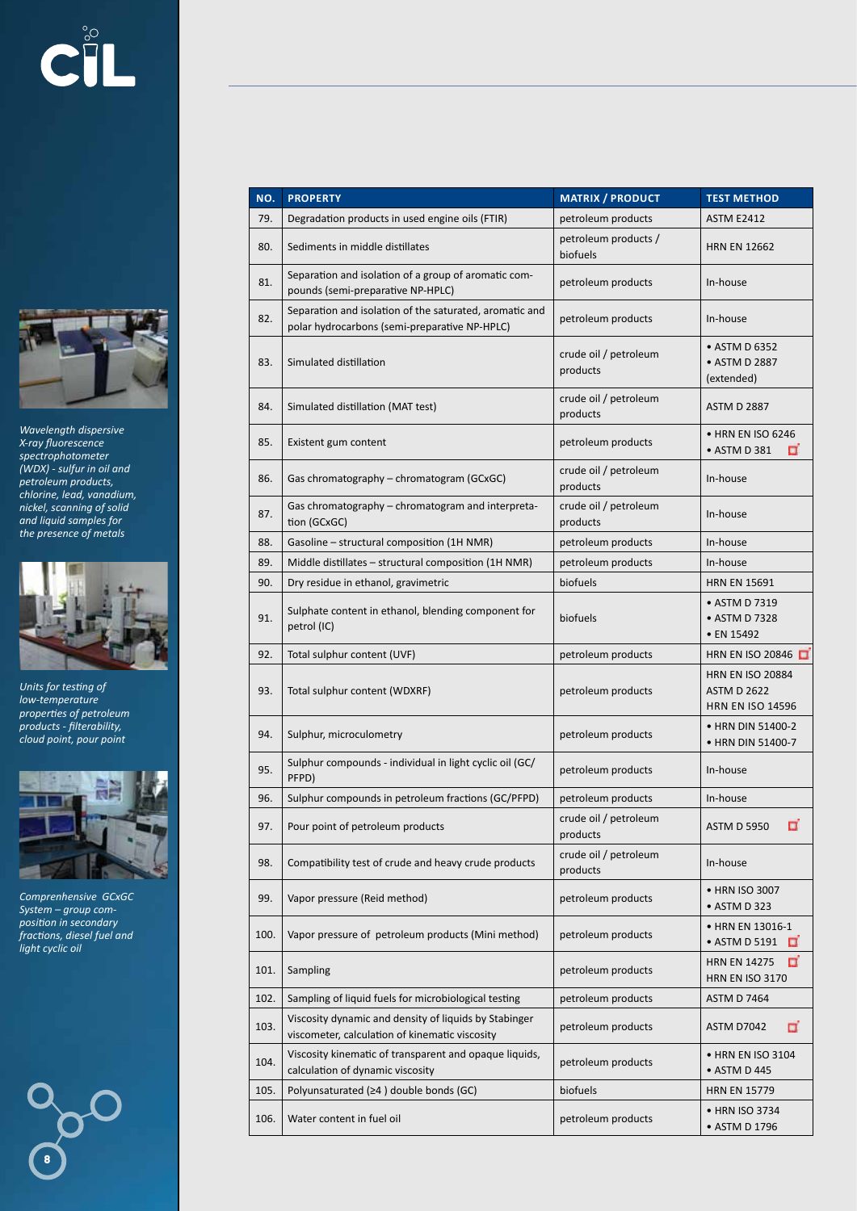*Wavelength dispersive X-ray fluorescence spectrophotometer (WDX) - sulfur in oil and petroleum products, chlorine, lead, vanadium, nickel, scanning of solid and liquid samples for the presence of metals*

*Units for testing of low-temperature properties of petroleum products - filterability, cloud point, pour point*

*Comprenhensive GCxGC System – group composition in secondary fractions, diesel fuel and light cyclic oil*

| NO. | PROPERTY | MATRIX / PRODUCT | TEST METHOD |
|---|---|---|---|
| 79. | Degradation products in used engine oils (FTIR) | petroleum products | ASTM E2412 |
| 80. | Sediments in middle distillates | petroleum products / biofuels | HRN EN 12662 |
| 81. | Separation and isolation of a group of aromatic compounds (semi-preparative NP-HPLC) | petroleum products | In-house |
| 82. | Separation and isolation of the saturated, aromatic and polar hydrocarbons (semi-preparative NP-HPLC) | petroleum products | In-house |
| 83. | Simulated distillation | crude oil / petroleum products | • ASTM D 6352<br>• ASTM D 2887 (extended) |
| 84. | Simulated distillation (MAT test) | crude oil / petroleum products | ASTM D 2887 |
| 85. | Existent gum content | petroleum products | • HRN EN ISO 6246<br>• ASTM D 381 |
| 86. | Gas chromatography – chromatogram (GCxGC) | crude oil / petroleum products | In-house |
| 87. | Gas chromatography – chromatogram and interpretation (GCxGC) | crude oil / petroleum products | In-house |
| 88. | Gasoline – structural composition (1H NMR) | petroleum products | In-house |
| 89. | Middle distillates – structural composition (1H NMR) | petroleum products | In-house |
| 90. | Dry residue in ethanol, gravimetric | biofuels | HRN EN 15691 |
| 91. | Sulphate content in ethanol, blending component for petrol (IC) | biofuels | • ASTM D 7319<br>• ASTM D 7328<br>• EN 15492 |
| 92. | Total sulphur content (UVF) | petroleum products | HRN EN ISO 20846 |
| 93. | Total sulphur content (WDXRF) | petroleum products | HRN EN ISO 20884<br>ASTM D 2622<br>HRN EN ISO 14596 |
| 94. | Sulphur, microculometry | petroleum products | • HRN DIN 51400-2<br>• HRN DIN 51400-7 |
| 95. | Sulphur compounds - individual in light cyclic oil (GC/PFPD) | petroleum products | In-house |
| 96. | Sulphur compounds in petroleum fractions (GC/PFPD) | petroleum products | In-house |
| 97. | Pour point of petroleum products | crude oil / petroleum products | ASTM D 5950 |
| 98. | Compatibility test of crude and heavy crude products | crude oil / petroleum products | In-house |
| 99. | Vapor pressure (Reid method) | petroleum products | • HRN ISO 3007<br>• ASTM D 323 |
| 100. | Vapor pressure of petroleum products (Mini method) | petroleum products | • HRN EN 13016-1<br>• ASTM D 5191 |
| 101. | Sampling | petroleum products | HRN EN 14275<br>HRN EN ISO 3170 |
| 102. | Sampling of liquid fuels for microbiological testing | petroleum products | ASTM D 7464 |
| 103. | Viscosity dynamic and density of liquids by Stabinger viscometer, calculation of kinematic viscosity | petroleum products | ASTM D7042 |
| 104. | Viscosity kinematic of transparent and opaque liquids, calculation of dynamic viscosity | petroleum products | • HRN EN ISO 3104<br>• ASTM D 445 |
| 105. | Polyunsaturated (≥4 ) double bonds (GC) | biofuels | HRN EN 15779 |
| 106. | Water content in fuel oil | petroleum products | • HRN ISO 3734<br>• ASTM D 1796 |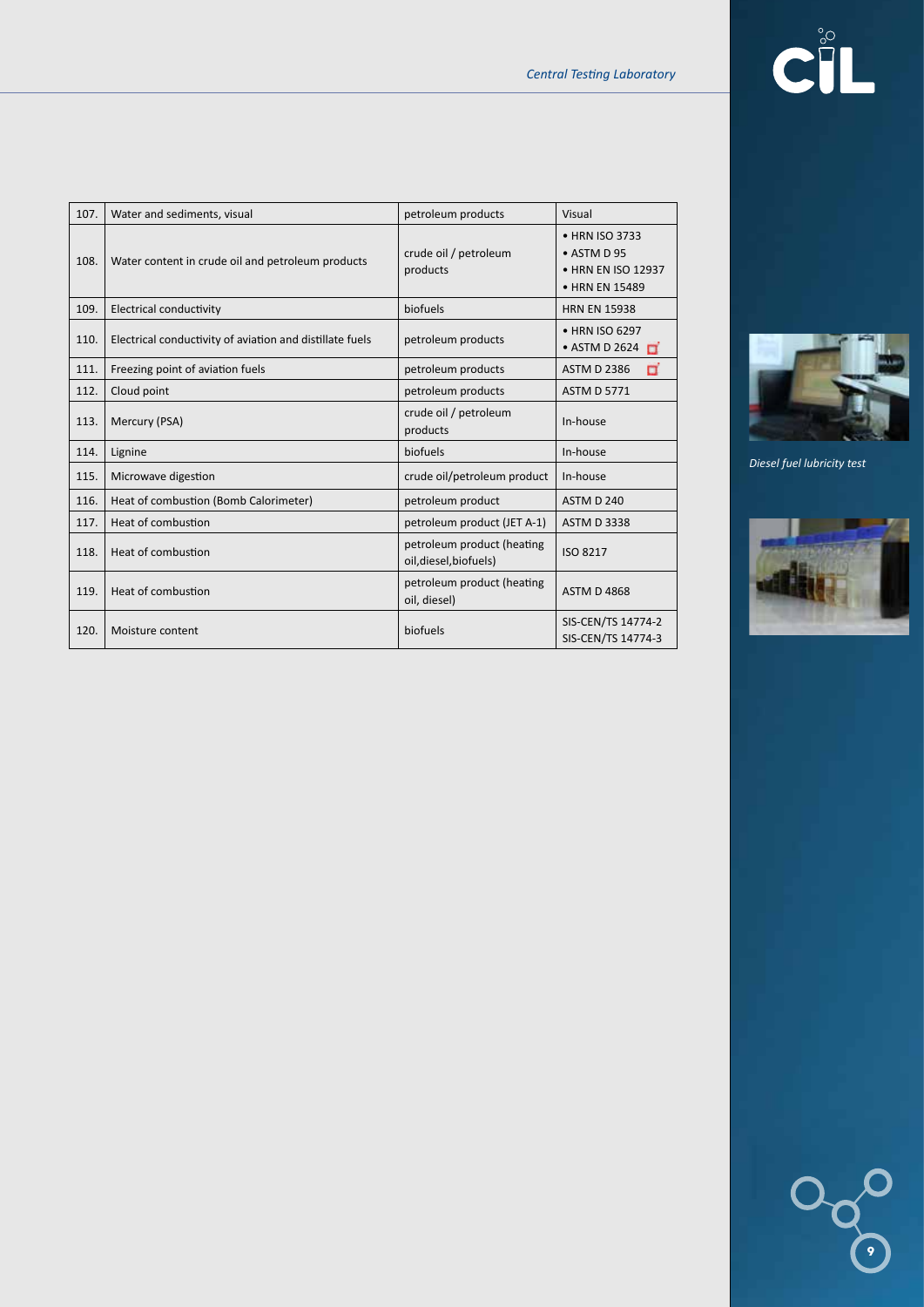| 107. | Water and sediments, visual | petroleum products | Visual |
|---|---|---|---|
| 108. | Water content in crude oil and petroleum products | crude oil / petroleum products | • HRN ISO 3733<br>• ASTM D 95<br>• HRN EN ISO 12937<br>• HRN EN 15489 |
| 109. | Electrical conductivity | biofuels | HRN EN 15938 |
| 110. | Electrical conductivity of aviation and distillate fuels | petroleum products | • HRN ISO 6297<br>• ASTM D 2624 |
| 111. | Freezing point of aviation fuels | petroleum products | ASTM D 2386 |
| 112. | Cloud point | petroleum products | ASTM D 5771 |
| 113. | Mercury (PSA) | crude oil / petroleum products | In-house |
| 114. | Lignine | biofuels | In-house |
| 115. | Microwave digestion | crude oil/petroleum product | In-house |
| 116. | Heat of combustion (Bomb Calorimeter) | petroleum product | ASTM D 240 |
| 117. | Heat of combustion | petroleum product (JET A-1) | ASTM D 3338 |
| 118. | Heat of combustion | petroleum product (heating oil,diesel,biofuels) | ISO 8217 |
| 119. | Heat of combustion | petroleum product (heating oil, diesel) | ASTM D 4868 |
| 120. | Moisture content | biofuels | SIS-CEN/TS 14774-2<br>SIS-CEN/TS 14774-3 |

*Diesel fuel lubricity test*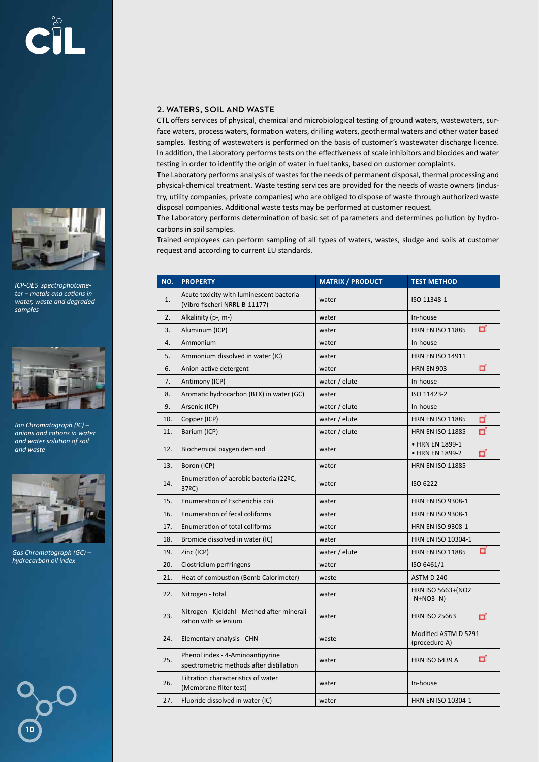## 2. WATERS, SOIL AND WASTE

CTL offers services of physical, chemical and microbiological testing of ground waters, wastewaters, surface waters, process waters, formation waters, drilling waters, geothermal waters and other water based samples. Testing of wastewaters is performed on the basis of customer's wastewater discharge licence. In addition, the Laboratory performs tests on the effectiveness of scale inhibitors and biocides and water testing in order to identify the origin of water in fuel tanks, based on customer complaints.

The Laboratory performs analysis of wastes for the needs of permanent disposal, thermal processing and physical-chemical treatment. Waste testing services are provided for the needs of waste owners (industry, utility companies, private companies) who are obliged to dispose of waste through authorized waste disposal companies. Additional waste tests may be performed at customer request.

The Laboratory performs determination of basic set of parameters and determines pollution by hydrocarbons in soil samples.

Trained employees can perform sampling of all types of waters, wastes, sludge and soils at customer request and according to current EU standards.

*ICP-OES spectrophotometer – metals and cations in water, waste and degraded samples*

*Ion Chromatograph (IC) – anions and cations in water and water solution of soil and waste*

*Gas Chromatograph (GC) – hydrocarbon oil index*

| NO. | PROPERTY | MATRIX / PRODUCT | TEST METHOD |
|---|---|---|---|
| 1. | Acute toxicity with luminescent bacteria (Vibro fischeri NRRL-B-11177) | water | ISO 11348-1 |
| 2. | Alkalinity (p-, m-) | water | In-house |
| 3. | Aluminum (ICP) | water | HRN EN ISO 11885 |
| 4. | Ammonium | water | In-house |
| 5. | Ammonium dissolved in water (IC) | water | HRN EN ISO 14911 |
| 6. | Anion-active detergent | water | HRN EN 903 |
| 7. | Antimony (ICP) | water / elute | In-house |
| 8. | Aromatic hydrocarbon (BTX) in water (GC) | water | ISO 11423-2 |
| 9. | Arsenic (ICP) | water / elute | In-house |
| 10. | Copper (ICP) | water / elute | HRN EN ISO 11885 |
| 11. | Barium (ICP) | water / elute | HRN EN ISO 11885 |
| 12. | Biochemical oxygen demand | water | • HRN EN 1899-1<br>• HRN EN 1899-2 |
| 13. | Boron (ICP) | water | HRN EN ISO 11885 |
| 14. | Enumeration of aerobic bacteria (22ºC, 37ºC) | water | ISO 6222 |
| 15. | Enumeration of Escherichia coli | water | HRN EN ISO 9308-1 |
| 16. | Enumeration of fecal coliforms | water | HRN EN ISO 9308-1 |
| 17. | Enumeration of total coliforms | water | HRN EN ISO 9308-1 |
| 18. | Bromide dissolved in water (IC) | water | HRN EN ISO 10304-1 |
| 19. | Zinc (ICP) | water / elute | HRN EN ISO 11885 |
| 20. | Clostridium perfringens | water | ISO 6461/1 |
| 21. | Heat of combustion (Bomb Calorimeter) | waste | ASTM D 240 |
| 22. | Nitrogen - total | water | HRN ISO 5663+(NO2 -N+NO3 -N) |
| 23. | Nitrogen - Kjeldahl - Method after mineralization with selenium | water | HRN ISO 25663 |
| 24. | Elementary analysis - CHN | waste | Modified ASTM D 5291 (procedure A) |
| 25. | Phenol index - 4-Aminoantipyrine spectrometric methods after distillation | water | HRN ISO 6439 A |
| 26. | Filtration characteristics of water (Membrane filter test) | water | In-house |
| 27. | Fluoride dissolved in water (IC) | water | HRN EN ISO 10304-1 |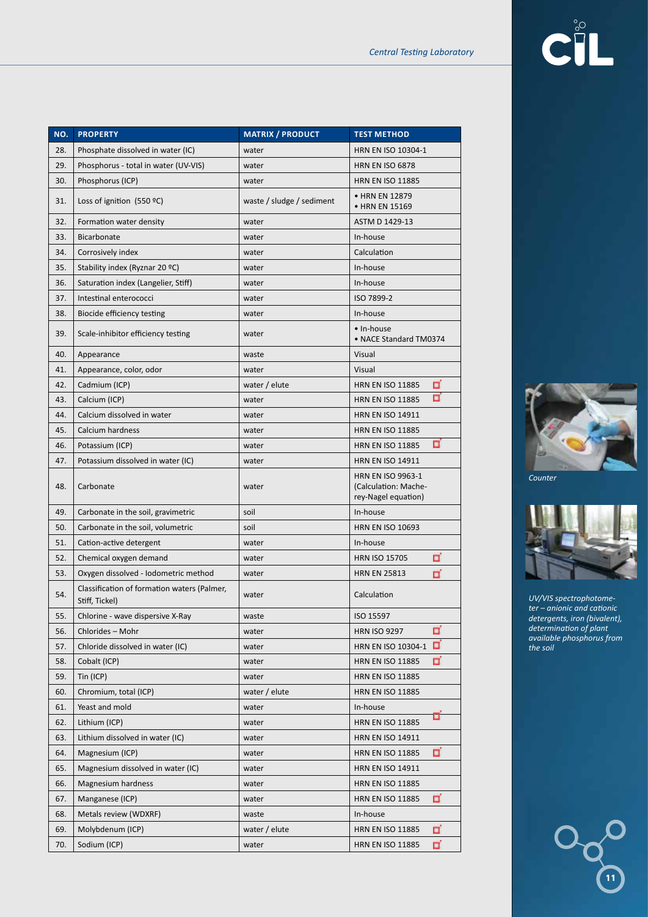| NO. | PROPERTY | MATRIX / PRODUCT | TEST METHOD |
|---|---|---|---|
| 28. | Phosphate dissolved in water (IC) | water | HRN EN ISO 10304-1 |
| 29. | Phosphorus - total in water (UV-VIS) | water | HRN EN ISO 6878 |
| 30. | Phosphorus (ICP) | water | HRN EN ISO 11885 |
| 31. | Loss of ignition (550 ºC) | waste / sludge / sediment | • HRN EN 12879 • HRN EN 15169 |
| 32. | Formation water density | water | ASTM D 1429-13 |
| 33. | Bicarbonate | water | In-house |
| 34. | Corrosively index | water | Calculation |
| 35. | Stability index (Ryznar 20 ºC) | water | In-house |
| 36. | Saturation index (Langelier, Stiff) | water | In-house |
| 37. | Intestinal enterococci | water | ISO 7899-2 |
| 38. | Biocide efficiency testing | water | In-house |
| 39. | Scale-inhibitor efficiency testing | water | • In-house • NACE Standard TM0374 |
| 40. | Appearance | waste | Visual |
| 41. | Appearance, color, odor | water | Visual |
| 42. | Cadmium (ICP) | water / elute | HRN EN ISO 11885 |
| 43. | Calcium (ICP) | water | HRN EN ISO 11885 |
| 44. | Calcium dissolved in water | water | HRN EN ISO 14911 |
| 45. | Calcium hardness | water | HRN EN ISO 11885 |
| 46. | Potassium (ICP) | water | HRN EN ISO 11885 |
| 47. | Potassium dissolved in water (IC) | water | HRN EN ISO 14911 |
| 48. | Carbonate | water | HRN EN ISO 9963-1 (Calculation: Macherey-Nagel equation) |
| 49. | Carbonate in the soil, gravimetric | soil | In-house |
| 50. | Carbonate in the soil, volumetric | soil | HRN EN ISO 10693 |
| 51. | Cation-active detergent | water | In-house |
| 52. | Chemical oxygen demand | water | HRN ISO 15705 |
| 53. | Oxygen dissolved - Iodometric method | water | HRN EN 25813 |
| 54. | Classification of formation waters (Palmer, Stiff, Tickel) | water | Calculation |
| 55. | Chlorine - wave dispersive X-Ray | waste | ISO 15597 |
| 56. | Chlorides – Mohr | water | HRN ISO 9297 |
| 57. | Chloride dissolved in water (IC) | water | HRN EN ISO 10304-1 |
| 58. | Cobalt (ICP) | water | HRN EN ISO 11885 |
| 59. | Tin (ICP) | water | HRN EN ISO 11885 |
| 60. | Chromium, total (ICP) | water / elute | HRN EN ISO 11885 |
| 61. | Yeast and mold | water | In-house |
| 62. | Lithium (ICP) | water | HRN EN ISO 11885 |
| 63. | Lithium dissolved in water (IC) | water | HRN EN ISO 14911 |
| 64. | Magnesium (ICP) | water | HRN EN ISO 11885 |
| 65. | Magnesium dissolved in water (IC) | water | HRN EN ISO 14911 |
| 66. | Magnesium hardness | water | HRN EN ISO 11885 |
| 67. | Manganese (ICP) | water | HRN EN ISO 11885 |
| 68. | Metals review (WDXRF) | waste | In-house |
| 69. | Molybdenum (ICP) | water / elute | HRN EN ISO 11885 |
| 70. | Sodium (ICP) | water | HRN EN ISO 11885 |

*Counter*

*UV/VIS spectrophotometer – anionic and cationic detergents, iron (bivalent), determination of plant available phosphorus from the soil*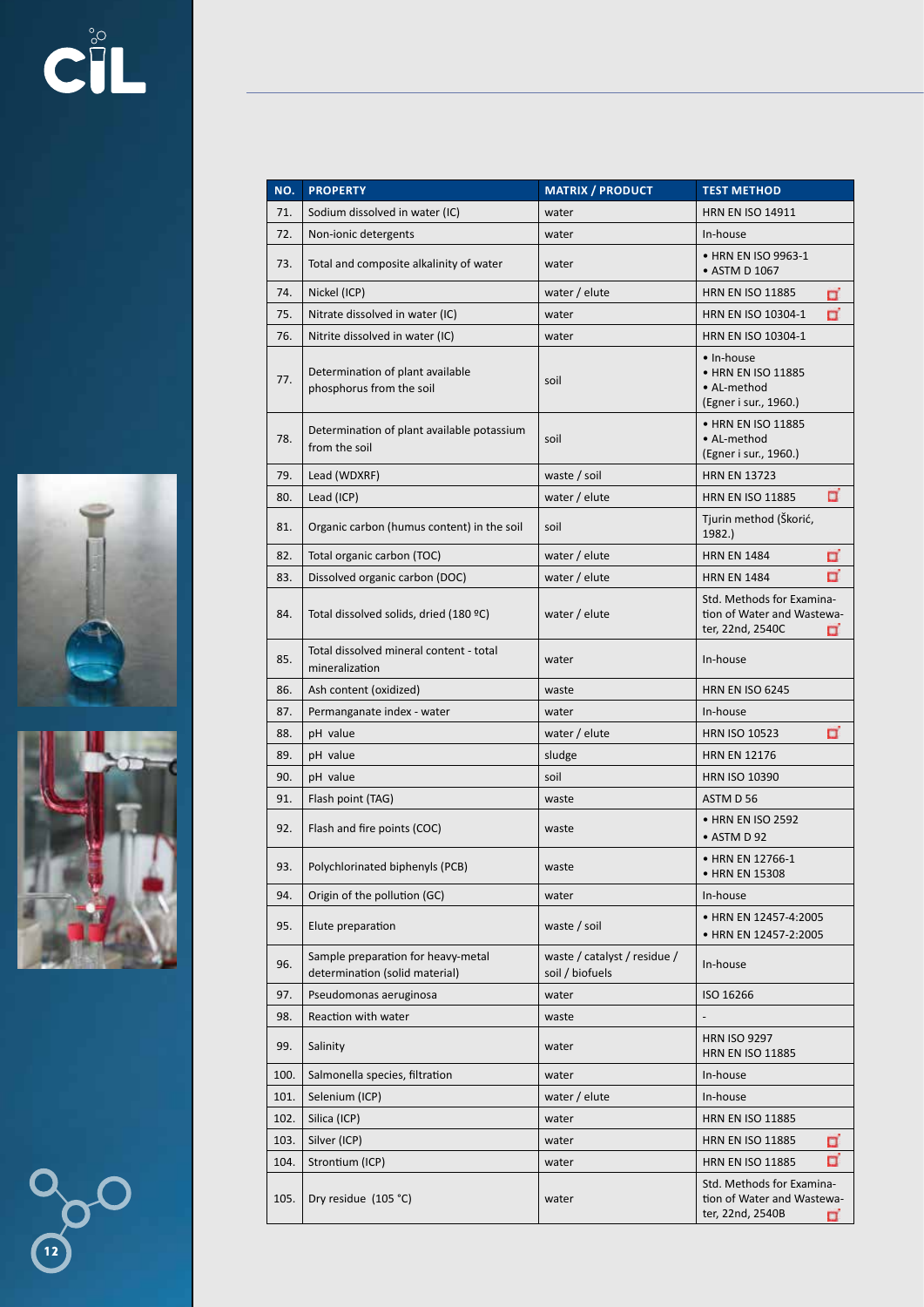| NO. | PROPERTY | MATRIX / PRODUCT | TEST METHOD |
|---|---|---|---|
| 71. | Sodium dissolved in water (IC) | water | HRN EN ISO 14911 |
| 72. | Non-ionic detergents | water | In-house |
| 73. | Total and composite alkalinity of water | water | • HRN EN ISO 9963-1<br>• ASTM D 1067 |
| 74. | Nickel (ICP) | water / elute | HRN EN ISO 11885 |
| 75. | Nitrate dissolved in water (IC) | water | HRN EN ISO 10304-1 |
| 76. | Nitrite dissolved in water (IC) | water | HRN EN ISO 10304-1 |
| 77. | Determination of plant available phosphorus from the soil | soil | • In-house<br>• HRN EN ISO 11885<br>• AL-method<br>(Egner i sur., 1960.) |
| 78. | Determination of plant available potassium from the soil | soil | • HRN EN ISO 11885<br>• AL-method<br>(Egner i sur., 1960.) |
| 79. | Lead (WDXRF) | waste / soil | HRN EN 13723 |
| 80. | Lead (ICP) | water / elute | HRN EN ISO 11885 |
| 81. | Organic carbon (humus content) in the soil | soil | Tjurin method (Škorić, 1982.) |
| 82. | Total organic carbon (TOC) | water / elute | HRN EN 1484 |
| 83. | Dissolved organic carbon (DOC) | water / elute | HRN EN 1484 |
| 84. | Total dissolved solids, dried (180 ºC) | water / elute | Std. Methods for Examination of Water and Wastewater, 22nd, 2540C |
| 85. | Total dissolved mineral content - total mineralization | water | In-house |
| 86. | Ash content (oxidized) | waste | HRN EN ISO 6245 |
| 87. | Permanganate index - water | water | In-house |
| 88. | pH value | water / elute | HRN ISO 10523 |
| 89. | pH value | sludge | HRN EN 12176 |
| 90. | pH value | soil | HRN ISO 10390 |
| 91. | Flash point (TAG) | waste | ASTM D 56 |
| 92. | Flash and fire points (COC) | waste | • HRN EN ISO 2592<br>• ASTM D 92 |
| 93. | Polychlorinated biphenyls (PCB) | waste | • HRN EN 12766-1<br>• HRN EN 15308 |
| 94. | Origin of the pollution (GC) | water | In-house |
| 95. | Elute preparation | waste / soil | • HRN EN 12457-4:2005<br>• HRN EN 12457-2:2005 |
| 96. | Sample preparation for heavy-metal determination (solid material) | waste / catalyst / residue / soil / biofuels | In-house |
| 97. | Pseudomonas aeruginosa | water | ISO 16266 |
| 98. | Reaction with water | waste | - |
| 99. | Salinity | water | HRN ISO 9297<br>HRN EN ISO 11885 |
| 100. | Salmonella species, filtration | water | In-house |
| 101. | Selenium (ICP) | water / elute | In-house |
| 102. | Silica (ICP) | water | HRN EN ISO 11885 |
| 103. | Silver (ICP) | water | HRN EN ISO 11885 |
| 104. | Strontium (ICP) | water | HRN EN ISO 11885 |
| 105. | Dry residue (105 °C) | water | Std. Methods for Examination of Water and Wastewater, 22nd, 2540B |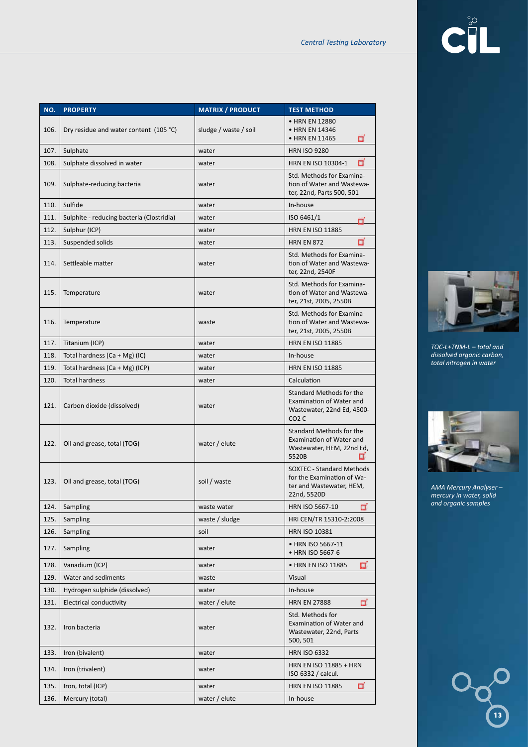| NO. | PROPERTY | MATRIX / PRODUCT | TEST METHOD |
|---|---|---|---|
| 106. | Dry residue and water content (105 °C) | sludge / waste / soil | • HRN EN 12880 • HRN EN 14346 • HRN EN 11465 |
| 107. | Sulphate | water | HRN ISO 9280 |
| 108. | Sulphate dissolved in water | water | HRN EN ISO 10304-1 |
| 109. | Sulphate-reducing bacteria | water | Std. Methods for Examination of Water and Wastewater, 22nd, Parts 500, 501 |
| 110. | Sulfide | water | In-house |
| 111. | Sulphite - reducing bacteria (Clostridia) | water | ISO 6461/1 |
| 112. | Sulphur (ICP) | water | HRN EN ISO 11885 |
| 113. | Suspended solids | water | HRN EN 872 |
| 114. | Settleable matter | water | Std. Methods for Examination of Water and Wastewater, 22nd, 2540F |
| 115. | Temperature | water | Std. Methods for Examination of Water and Wastewater, 21st, 2005, 2550B |
| 116. | Temperature | waste | Std. Methods for Examination of Water and Wastewater, 21st, 2005, 2550B |
| 117. | Titanium (ICP) | water | HRN EN ISO 11885 |
| 118. | Total hardness (Ca + Mg) (IC) | water | In-house |
| 119. | Total hardness (Ca + Mg) (ICP) | water | HRN EN ISO 11885 |
| 120. | Total hardness | water | Calculation |
| 121. | Carbon dioxide (dissolved) | water | Standard Methods for the Examination of Water and Wastewater, 22nd Ed, 4500-$CO_2$ C |
| 122. | Oil and grease, total (TOG) | water / elute | Standard Methods for the Examination of Water and Wastewater, HEM, 22nd Ed, 5520B |
| 123. | Oil and grease, total (TOG) | soil / waste | SOXTEC - Standard Methods for the Examination of Water and Wastewater, HEM, 22nd, 5520D |
| 124. | Sampling | waste water | HRN ISO 5667-10 |
| 125. | Sampling | waste / sludge | HRI CEN/TR 15310-2:2008 |
| 126. | Sampling | soil | HRN ISO 10381 |
| 127. | Sampling | water | • HRN ISO 5667-11 • HRN ISO 5667-6 |
| 128. | Vanadium (ICP) | water | • HRN EN ISO 11885 |
| 129. | Water and sediments | waste | Visual |
| 130. | Hydrogen sulphide (dissolved) | water | In-house |
| 131. | Electrical conductivity | water / elute | HRN EN 27888 |
| 132. | Iron bacteria | water | Std. Methods for Examination of Water and Wastewater, 22nd, Parts 500, 501 |
| 133. | Iron (bivalent) | water | HRN ISO 6332 |
| 134. | Iron (trivalent) | water | HRN EN ISO 11885 + HRN ISO 6332 / calcul. |
| 135. | Iron, total (ICP) | water | HRN EN ISO 11885 |
| 136. | Mercury (total) | water / elute | In-house |

*TOC-L+TNM-L – total and dissolved organic carbon, total nitrogen in water*

*AMA Mercury Analyser – mercury in water, solid and organic samples*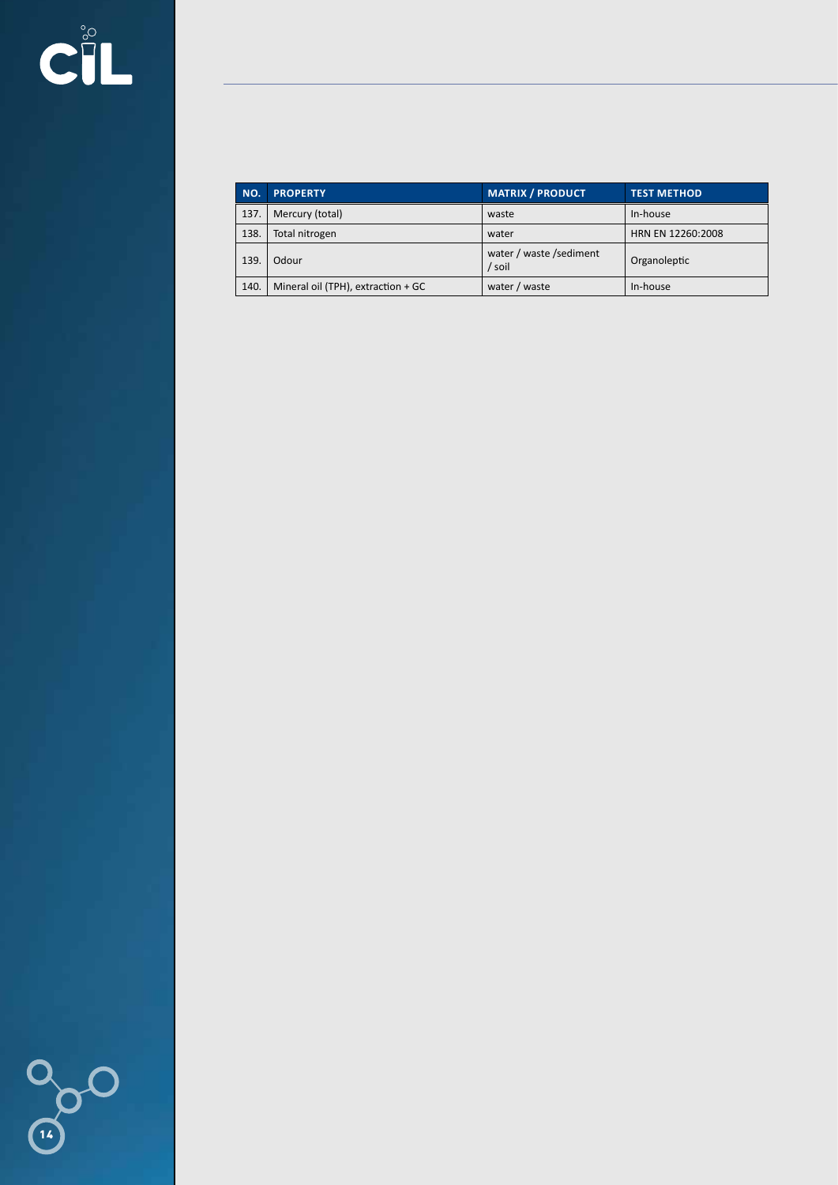| NO. | PROPERTY | MATRIX / PRODUCT | TEST METHOD |
|---|---|---|---|
| 137. | Mercury (total) | waste | In-house |
| 138. | Total nitrogen | water | HRN EN 12260:2008 |
| 139. | Odour | water / waste /sediment / soil | Organoleptic |
| 140. | Mineral oil (TPH), extraction + GC | water / waste | In-house |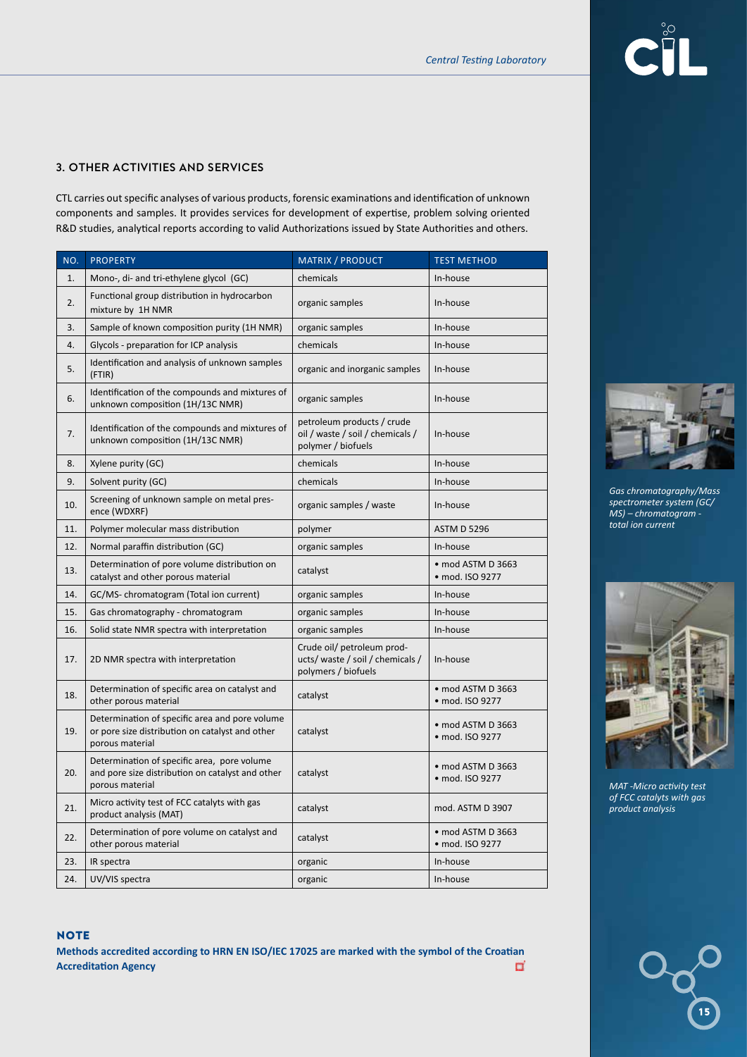## 3. OTHER ACTIVITIES AND SERVICES

CTL carries out specific analyses of various products, forensic examinations and identification of unknown components and samples. It provides services for development of expertise, problem solving oriented R&D studies, analytical reports according to valid Authorizations issued by State Authorities and others.

| NO. | PROPERTY | MATRIX / PRODUCT | TEST METHOD |
|---|---|---|---|
| 1. | Mono-, di- and tri-ethylene glycol (GC) | chemicals | In-house |
| 2. | Functional group distribution in hydrocarbon mixture by 1H NMR | organic samples | In-house |
| 3. | Sample of known composition purity (1H NMR) | organic samples | In-house |
| 4. | Glycols - preparation for ICP analysis | chemicals | In-house |
| 5. | Identification and analysis of unknown samples (FTIR) | organic and inorganic samples | In-house |
| 6. | Identification of the compounds and mixtures of unknown composition (1H/13C NMR) | organic samples | In-house |
| 7. | Identification of the compounds and mixtures of unknown composition (1H/13C NMR) | petroleum products / crude oil / waste / soil / chemicals / polymer / biofuels | In-house |
| 8. | Xylene purity (GC) | chemicals | In-house |
| 9. | Solvent purity (GC) | chemicals | In-house |
| 10. | Screening of unknown sample on metal presence (WDXRF) | organic samples / waste | In-house |
| 11. | Polymer molecular mass distribution | polymer | ASTM D 5296 |
| 12. | Normal paraffin distribution (GC) | organic samples | In-house |
| 13. | Determination of pore volume distribution on catalyst and other porous material | catalyst | • mod ASTM D 3663<br>• mod. ISO 9277 |
| 14. | GC/MS- chromatogram (Total ion current) | organic samples | In-house |
| 15. | Gas chromatography - chromatogram | organic samples | In-house |
| 16. | Solid state NMR spectra with interpretation | organic samples | In-house |
| 17. | 2D NMR spectra with interpretation | Crude oil/ petroleum products/ waste / soil / chemicals / polymers / biofuels | In-house |
| 18. | Determination of specific area on catalyst and other porous material | catalyst | • mod ASTM D 3663<br>• mod. ISO 9277 |
| 19. | Determination of specific area and pore volume or pore size distribution on catalyst and other porous material | catalyst | • mod ASTM D 3663<br>• mod. ISO 9277 |
| 20. | Determination of specific area, pore volume and pore size distribution on catalyst and other porous material | catalyst | • mod ASTM D 3663<br>• mod. ISO 9277 |
| 21. | Micro activity test of FCC catalyts with gas product analysis (MAT) | catalyst | mod. ASTM D 3907 |
| 22. | Determination of pore volume on catalyst and other porous material | catalyst | • mod ASTM D 3663<br>• mod. ISO 9277 |
| 23. | IR spectra | organic | In-house |
| 24. | UV/VIS spectra | organic | In-house |

*Gas chromatography/Mass spectrometer system (GC/MS) – chromatogram - total ion current*

*MAT -Micro activity test of FCC catalyts with gas product analysis*

**NOTE**

**Methods accredited according to HRN EN ISO/IEC 17025 are marked with the symbol of the Croatian Accreditation Agency**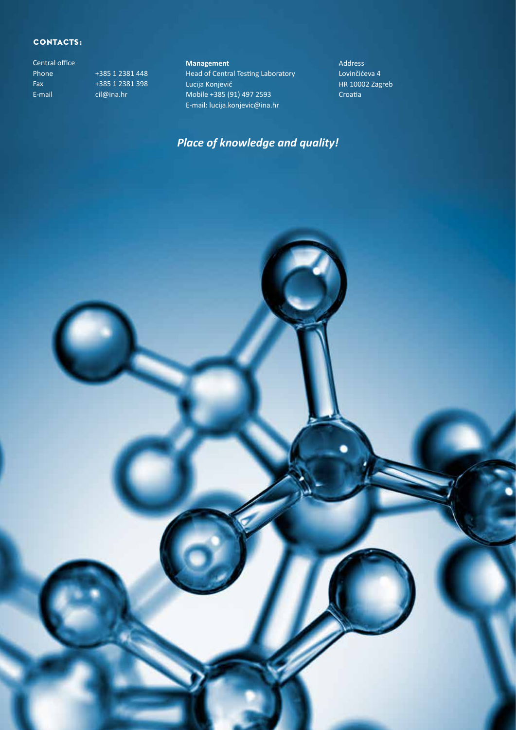## CONTACTS:

Central office

Phone +385 1 2381 448

Fax +385 1 2381 398

E-mail cil@ina.hr

**Management**

Head of Central Testing Laboratory

Lucija Konjević

Mobile +385 (91) 497 2593

E-mail: lucija.konjevic@ina.hr

Address

Lovinčićeva 4

HR 10002 Zagreb

Croatia

***Place of knowledge and quality!***